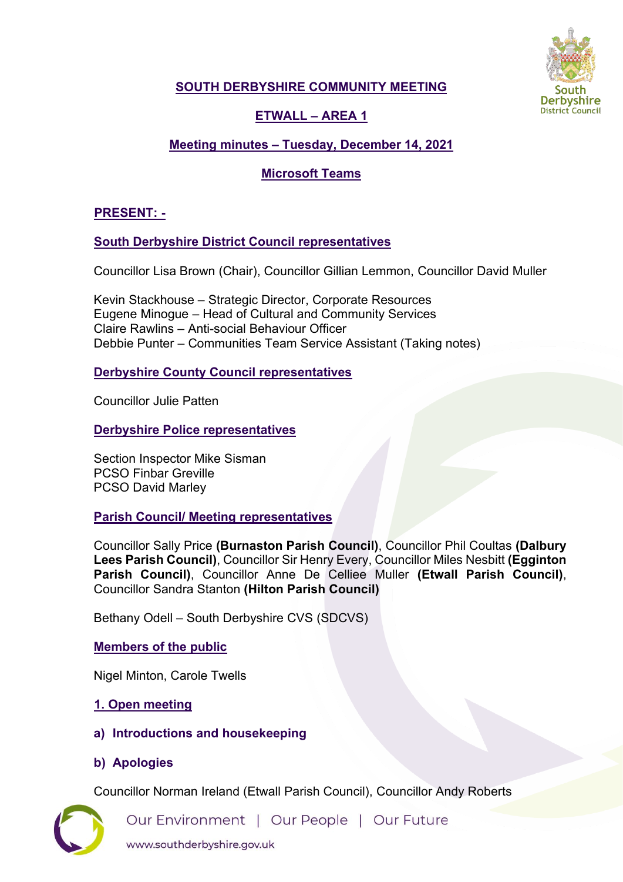# SOUTH DERBYSHIRE COMMUNITY MEETING

## ETWALL – AREA 1

## Meeting minutes – Tuesday, December 14, 2021

## Microsoft Teams

### PRESENT: -

### South Derbyshire District Council representatives

Councillor Lisa Brown (Chair), Councillor Gillian Lemmon, Councillor David Muller

Kevin Stackhouse – Strategic Director, Corporate Resources
Eugene Minogue – Head of Cultural and Community Services
Claire Rawlins – Anti-social Behaviour Officer
Debbie Punter – Communities Team Service Assistant (Taking notes)

### Derbyshire County Council representatives

Councillor Julie Patten

### Derbyshire Police representatives

Section Inspector Mike Sisman
PCSO Finbar Greville
PCSO David Marley

### Parish Council/ Meeting representatives

Councillor Sally Price **(Burnaston Parish Council)**, Councillor Phil Coultas **(Dalbury Lees Parish Council)**, Councillor Sir Henry Every, Councillor Miles Nesbitt **(Egginton Parish Council)**, Councillor Anne De Celliee Muller **(Etwall Parish Council)**, Councillor Sandra Stanton **(Hilton Parish Council)**

Bethany Odell – South Derbyshire CVS (SDCVS)

### Members of the public

Nigel Minton, Carole Twells

### 1. Open meeting

**a) Introductions and housekeeping**

**b) Apologies**

Councillor Norman Ireland (Etwall Parish Council), Councillor Andy Roberts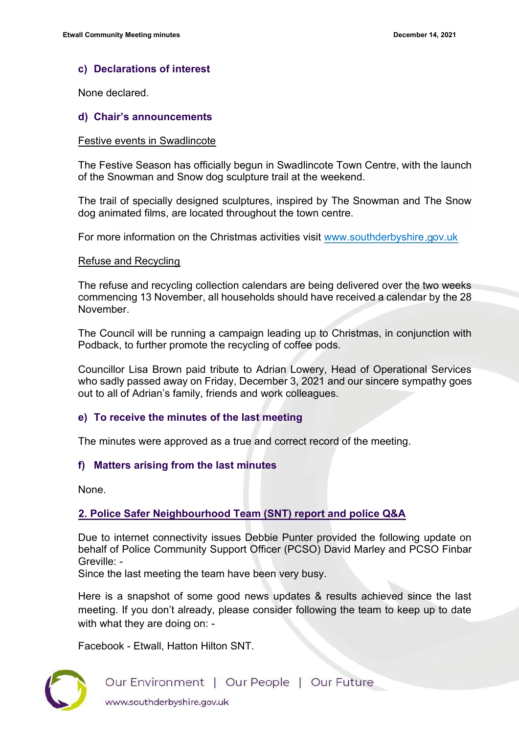### c) Declarations of interest

None declared.

### d) Chair's announcements

Festive events in Swadlincote

The Festive Season has officially begun in Swadlincote Town Centre, with the launch of the Snowman and Snow dog sculpture trail at the weekend.

The trail of specially designed sculptures, inspired by The Snowman and The Snow dog animated films, are located throughout the town centre.

For more information on the Christmas activities visit [www.southderbyshire.gov.uk](http://www.southderbyshire.gov.uk)

Refuse and Recycling

The refuse and recycling collection calendars are being delivered over the two weeks commencing 13 November, all households should have received a calendar by the 28 November.

The Council will be running a campaign leading up to Christmas, in conjunction with Podback, to further promote the recycling of coffee pods.

Councillor Lisa Brown paid tribute to Adrian Lowery, Head of Operational Services who sadly passed away on Friday, December 3, 2021 and our sincere sympathy goes out to all of Adrian's family, friends and work colleagues.

### e) To receive the minutes of the last meeting

The minutes were approved as a true and correct record of the meeting.

### f) Matters arising from the last minutes

None.

## 2. Police Safer Neighbourhood Team (SNT) report and police Q&A

Due to internet connectivity issues Debbie Punter provided the following update on behalf of Police Community Support Officer (PCSO) David Marley and PCSO Finbar Greville: -
Since the last meeting the team have been very busy.

Here is a snapshot of some good news updates & results achieved since the last meeting. If you don't already, please consider following the team to keep up to date with what they are doing on: -

Facebook - Etwall, Hatton Hilton SNT.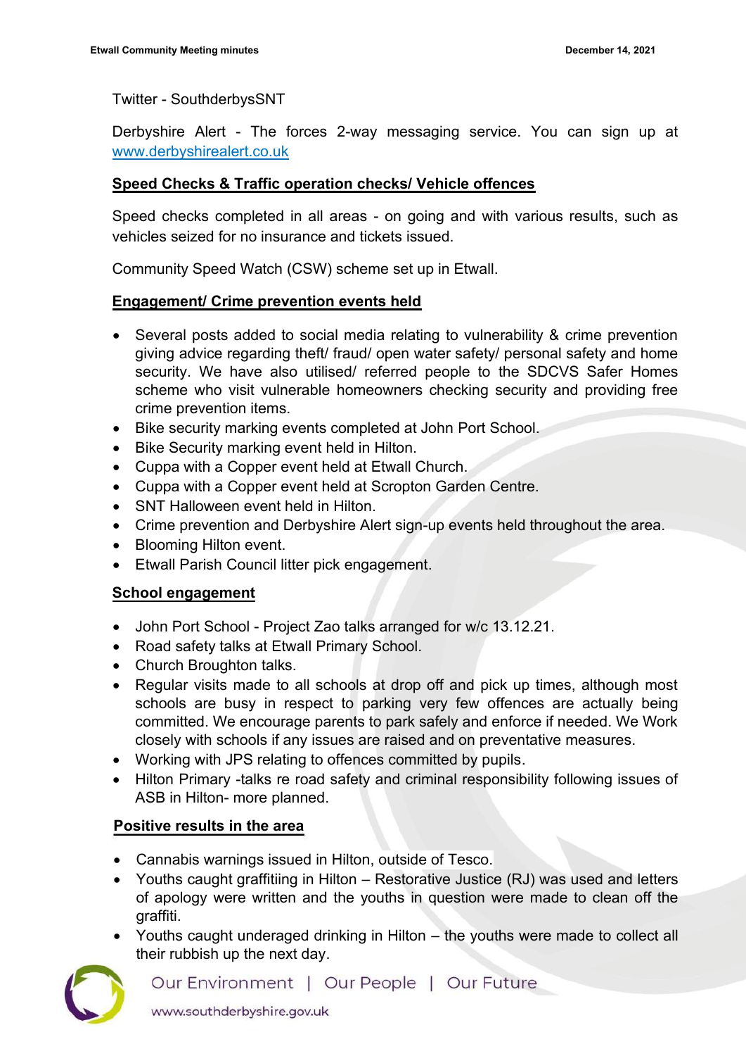Twitter - SouthderbysSNT

Derbyshire Alert - The forces 2-way messaging service. You can sign up at www.derbyshirealert.co.uk

**Speed Checks & Traffic operation checks/ Vehicle offences**

Speed checks completed in all areas - on going and with various results, such as vehicles seized for no insurance and tickets issued.

Community Speed Watch (CSW) scheme set up in Etwall.

**Engagement/ Crime prevention events held**

- Several posts added to social media relating to vulnerability & crime prevention giving advice regarding theft/ fraud/ open water safety/ personal safety and home security. We have also utilised/ referred people to the SDCVS Safer Homes scheme who visit vulnerable homeowners checking security and providing free crime prevention items.
- Bike security marking events completed at John Port School.
- Bike Security marking event held in Hilton.
- Cuppa with a Copper event held at Etwall Church.
- Cuppa with a Copper event held at Scropton Garden Centre.
- SNT Halloween event held in Hilton.
- Crime prevention and Derbyshire Alert sign-up events held throughout the area.
- Blooming Hilton event.
- Etwall Parish Council litter pick engagement.

**School engagement**

- John Port School - Project Zao talks arranged for w/c 13.12.21.
- Road safety talks at Etwall Primary School.
- Church Broughton talks.
- Regular visits made to all schools at drop off and pick up times, although most schools are busy in respect to parking very few offences are actually being committed. We encourage parents to park safely and enforce if needed. We Work closely with schools if any issues are raised and on preventative measures.
- Working with JPS relating to offences committed by pupils.
- Hilton Primary -talks re road safety and criminal responsibility following issues of ASB in Hilton- more planned.

**Positive results in the area**

- Cannabis warnings issued in Hilton, outside of Tesco.
- Youths caught graffitiing in Hilton – Restorative Justice (RJ) was used and letters of apology were written and the youths in question were made to clean off the graffiti.
- Youths caught underaged drinking in Hilton – the youths were made to collect all their rubbish up the next day.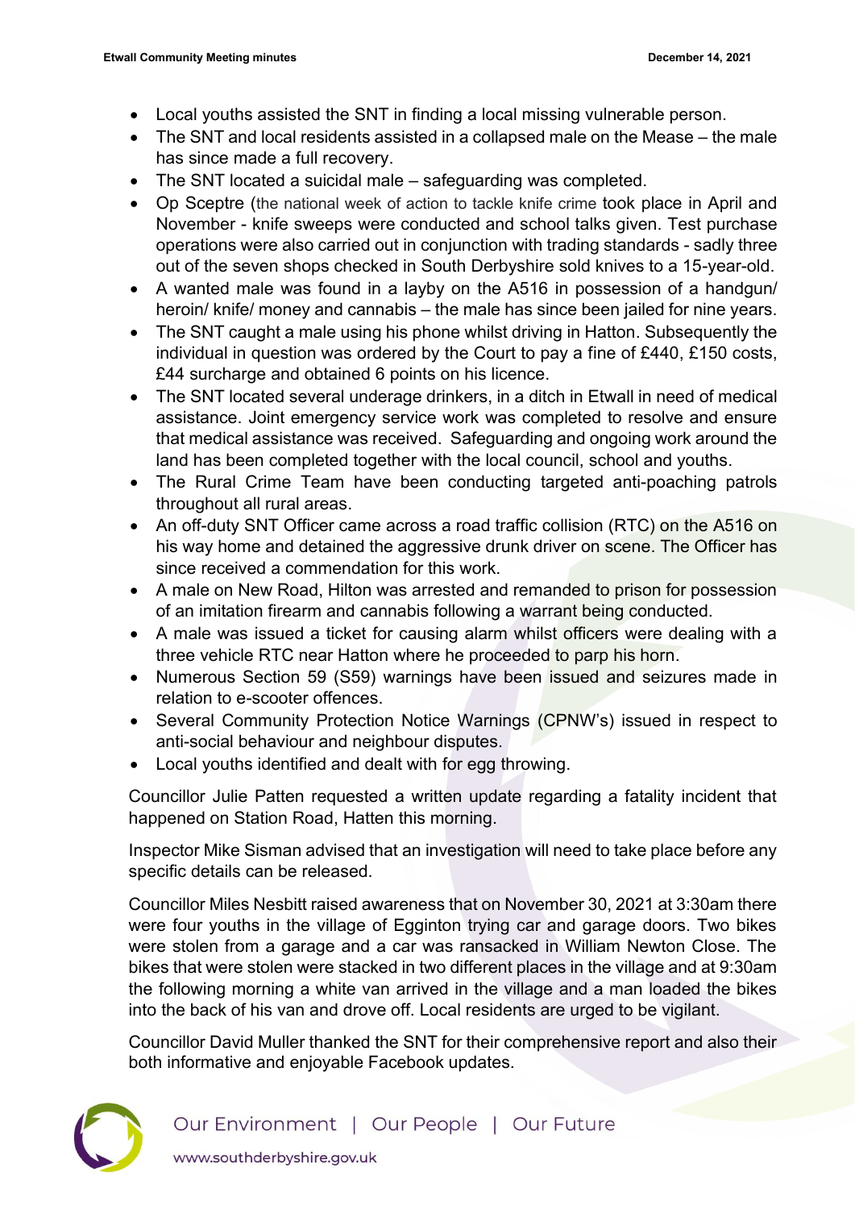- Local youths assisted the SNT in finding a local missing vulnerable person.
- The SNT and local residents assisted in a collapsed male on the Mease – the male has since made a full recovery.
- The SNT located a suicidal male – safeguarding was completed.
- Op Sceptre (the national week of action to tackle knife crime took place in April and November - knife sweeps were conducted and school talks given. Test purchase operations were also carried out in conjunction with trading standards - sadly three out of the seven shops checked in South Derbyshire sold knives to a 15-year-old.
- A wanted male was found in a layby on the A516 in possession of a handgun/ heroin/ knife/ money and cannabis – the male has since been jailed for nine years.
- The SNT caught a male using his phone whilst driving in Hatton. Subsequently the individual in question was ordered by the Court to pay a fine of £440, £150 costs, £44 surcharge and obtained 6 points on his licence.
- The SNT located several underage drinkers, in a ditch in Etwall in need of medical assistance. Joint emergency service work was completed to resolve and ensure that medical assistance was received. Safeguarding and ongoing work around the land has been completed together with the local council, school and youths.
- The Rural Crime Team have been conducting targeted anti-poaching patrols throughout all rural areas.
- An off-duty SNT Officer came across a road traffic collision (RTC) on the A516 on his way home and detained the aggressive drunk driver on scene. The Officer has since received a commendation for this work.
- A male on New Road, Hilton was arrested and remanded to prison for possession of an imitation firearm and cannabis following a warrant being conducted.
- A male was issued a ticket for causing alarm whilst officers were dealing with a three vehicle RTC near Hatton where he proceeded to parp his horn.
- Numerous Section 59 (S59) warnings have been issued and seizures made in relation to e-scooter offences.
- Several Community Protection Notice Warnings (CPNW's) issued in respect to anti-social behaviour and neighbour disputes.
- Local youths identified and dealt with for egg throwing.

Councillor Julie Patten requested a written update regarding a fatality incident that happened on Station Road, Hatten this morning.

Inspector Mike Sisman advised that an investigation will need to take place before any specific details can be released.

Councillor Miles Nesbitt raised awareness that on November 30, 2021 at 3:30am there were four youths in the village of Egginton trying car and garage doors. Two bikes were stolen from a garage and a car was ransacked in William Newton Close. The bikes that were stolen were stacked in two different places in the village and at 9:30am the following morning a white van arrived in the village and a man loaded the bikes into the back of his van and drove off. Local residents are urged to be vigilant.

Councillor David Muller thanked the SNT for their comprehensive report and also their both informative and enjoyable Facebook updates.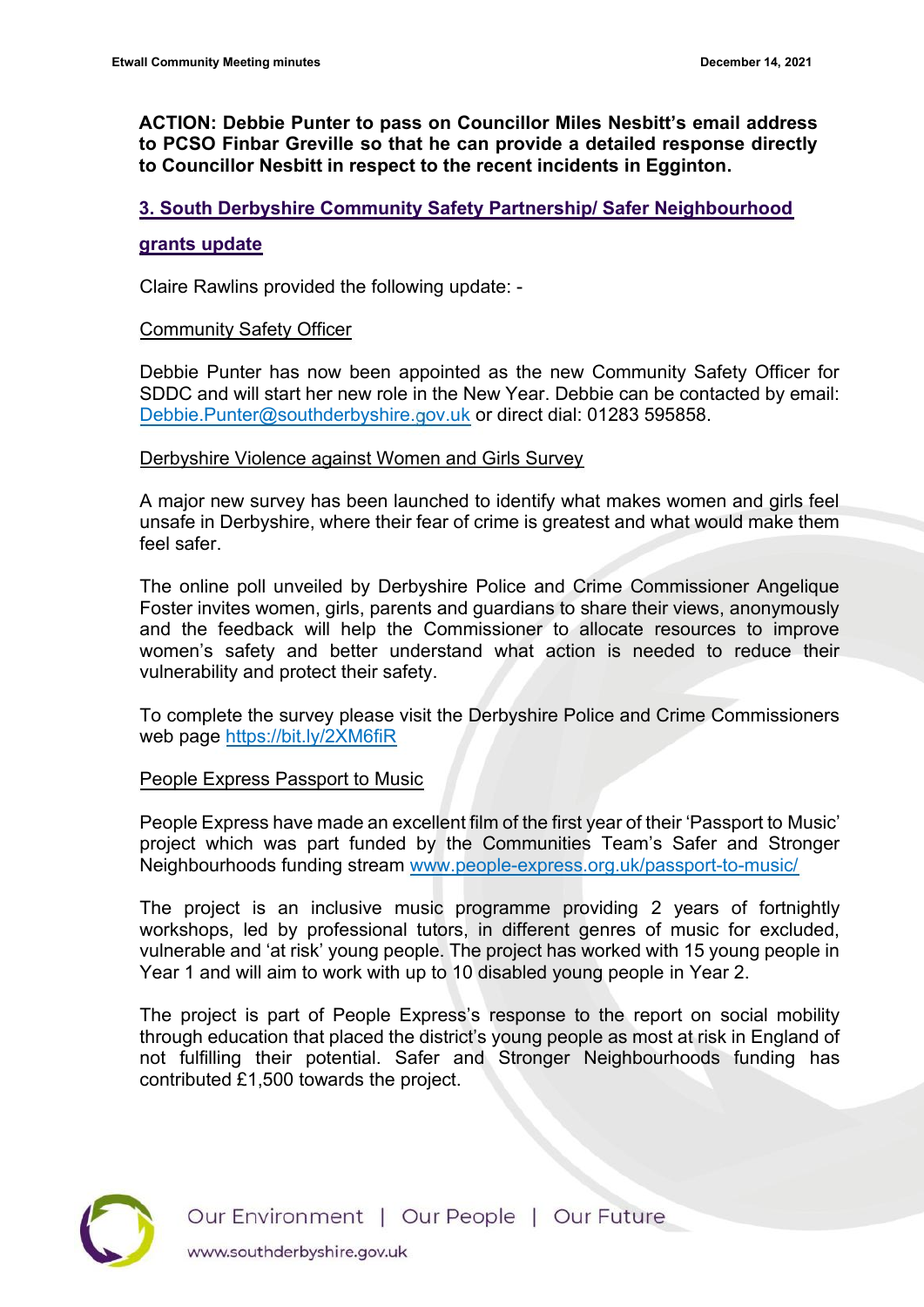**ACTION: Debbie Punter to pass on Councillor Miles Nesbitt's email address to PCSO Finbar Greville so that he can provide a detailed response directly to Councillor Nesbitt in respect to the recent incidents in Egginton.**

## 3. South Derbyshire Community Safety Partnership/ Safer Neighbourhood grants update

Claire Rawlins provided the following update: -

### Community Safety Officer

Debbie Punter has now been appointed as the new Community Safety Officer for SDDC and will start her new role in the New Year. Debbie can be contacted by email: Debbie.Punter@southderbyshire.gov.uk or direct dial: 01283 595858.

### Derbyshire Violence against Women and Girls Survey

A major new survey has been launched to identify what makes women and girls feel unsafe in Derbyshire, where their fear of crime is greatest and what would make them feel safer.

The online poll unveiled by Derbyshire Police and Crime Commissioner Angelique Foster invites women, girls, parents and guardians to share their views, anonymously and the feedback will help the Commissioner to allocate resources to improve women's safety and better understand what action is needed to reduce their vulnerability and protect their safety.

To complete the survey please visit the Derbyshire Police and Crime Commissioners web page https://bit.ly/2XM6fiR

### People Express Passport to Music

People Express have made an excellent film of the first year of their 'Passport to Music' project which was part funded by the Communities Team's Safer and Stronger Neighbourhoods funding stream www.people-express.org.uk/passport-to-music/

The project is an inclusive music programme providing 2 years of fortnightly workshops, led by professional tutors, in different genres of music for excluded, vulnerable and 'at risk' young people. The project has worked with 15 young people in Year 1 and will aim to work with up to 10 disabled young people in Year 2.

The project is part of People Express's response to the report on social mobility through education that placed the district's young people as most at risk in England of not fulfilling their potential. Safer and Stronger Neighbourhoods funding has contributed £1,500 towards the project.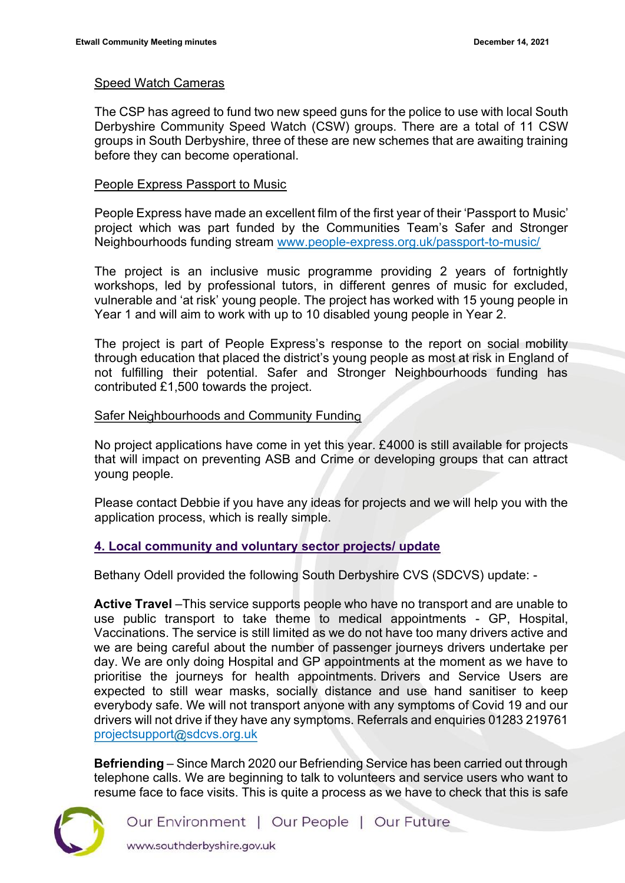Speed Watch Cameras

The CSP has agreed to fund two new speed guns for the police to use with local South Derbyshire Community Speed Watch (CSW) groups. There are a total of 11 CSW groups in South Derbyshire, three of these are new schemes that are awaiting training before they can become operational.

People Express Passport to Music

People Express have made an excellent film of the first year of their 'Passport to Music' project which was part funded by the Communities Team's Safer and Stronger Neighbourhoods funding stream www.people-express.org.uk/passport-to-music/

The project is an inclusive music programme providing 2 years of fortnightly workshops, led by professional tutors, in different genres of music for excluded, vulnerable and 'at risk' young people. The project has worked with 15 young people in Year 1 and will aim to work with up to 10 disabled young people in Year 2.

The project is part of People Express's response to the report on social mobility through education that placed the district's young people as most at risk in England of not fulfilling their potential. Safer and Stronger Neighbourhoods funding has contributed £1,500 towards the project.

Safer Neighbourhoods and Community Funding

No project applications have come in yet this year. £4000 is still available for projects that will impact on preventing ASB and Crime or developing groups that can attract young people.

Please contact Debbie if you have any ideas for projects and we will help you with the application process, which is really simple.

## 4. Local community and voluntary sector projects/ update

Bethany Odell provided the following South Derbyshire CVS (SDCVS) update: -

**Active Travel** –This service supports people who have no transport and are unable to use public transport to take theme to medical appointments - GP, Hospital, Vaccinations. The service is still limited as we do not have too many drivers active and we are being careful about the number of passenger journeys drivers undertake per day. We are only doing Hospital and GP appointments at the moment as we have to prioritise the journeys for health appointments. Drivers and Service Users are expected to still wear masks, socially distance and use hand sanitiser to keep everybody safe. We will not transport anyone with any symptoms of Covid 19 and our drivers will not drive if they have any symptoms. Referrals and enquiries 01283 219761 projectsupport@sdcvs.org.uk

**Befriending** – Since March 2020 our Befriending Service has been carried out through telephone calls. We are beginning to talk to volunteers and service users who want to resume face to face visits. This is quite a process as we have to check that this is safe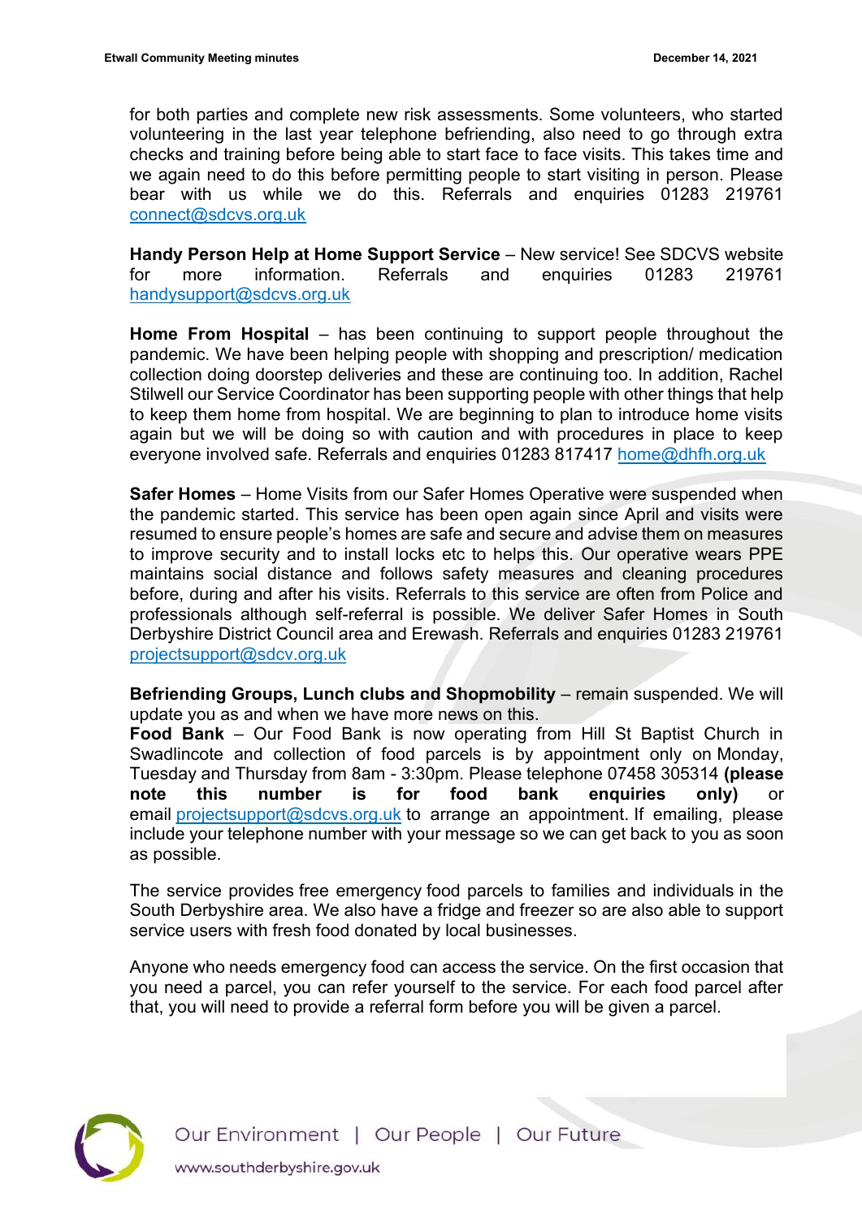for both parties and complete new risk assessments. Some volunteers, who started volunteering in the last year telephone befriending, also need to go through extra checks and training before being able to start face to face visits. This takes time and we again need to do this before permitting people to start visiting in person. Please bear with us while we do this. Referrals and enquiries 01283 219761 connect@sdcvs.org.uk

**Handy Person Help at Home Support Service** – New service! See SDCVS website for more information. Referrals and enquiries 01283 219761 handysupport@sdcvs.org.uk

**Home From Hospital** – has been continuing to support people throughout the pandemic. We have been helping people with shopping and prescription/ medication collection doing doorstep deliveries and these are continuing too. In addition, Rachel Stilwell our Service Coordinator has been supporting people with other things that help to keep them home from hospital. We are beginning to plan to introduce home visits again but we will be doing so with caution and with procedures in place to keep everyone involved safe. Referrals and enquiries 01283 817417 home@dhfh.org.uk

**Safer Homes** – Home Visits from our Safer Homes Operative were suspended when the pandemic started. This service has been open again since April and visits were resumed to ensure people's homes are safe and secure and advise them on measures to improve security and to install locks etc to helps this. Our operative wears PPE maintains social distance and follows safety measures and cleaning procedures before, during and after his visits. Referrals to this service are often from Police and professionals although self-referral is possible. We deliver Safer Homes in South Derbyshire District Council area and Erewash. Referrals and enquiries 01283 219761 projectsupport@sdcv.org.uk

**Befriending Groups, Lunch clubs and Shopmobility** – remain suspended. We will update you as and when we have more news on this.

**Food Bank** – Our Food Bank is now operating from Hill St Baptist Church in Swadlincote and collection of food parcels is by appointment only on Monday, Tuesday and Thursday from 8am - 3:30pm. Please telephone 07458 305314 **(please note this number is for food bank enquiries only)** or email projectsupport@sdcvs.org.uk to arrange an appointment. If emailing, please include your telephone number with your message so we can get back to you as soon as possible.

The service provides free emergency food parcels to families and individuals in the South Derbyshire area. We also have a fridge and freezer so are also able to support service users with fresh food donated by local businesses.

Anyone who needs emergency food can access the service. On the first occasion that you need a parcel, you can refer yourself to the service. For each food parcel after that, you will need to provide a referral form before you will be given a parcel.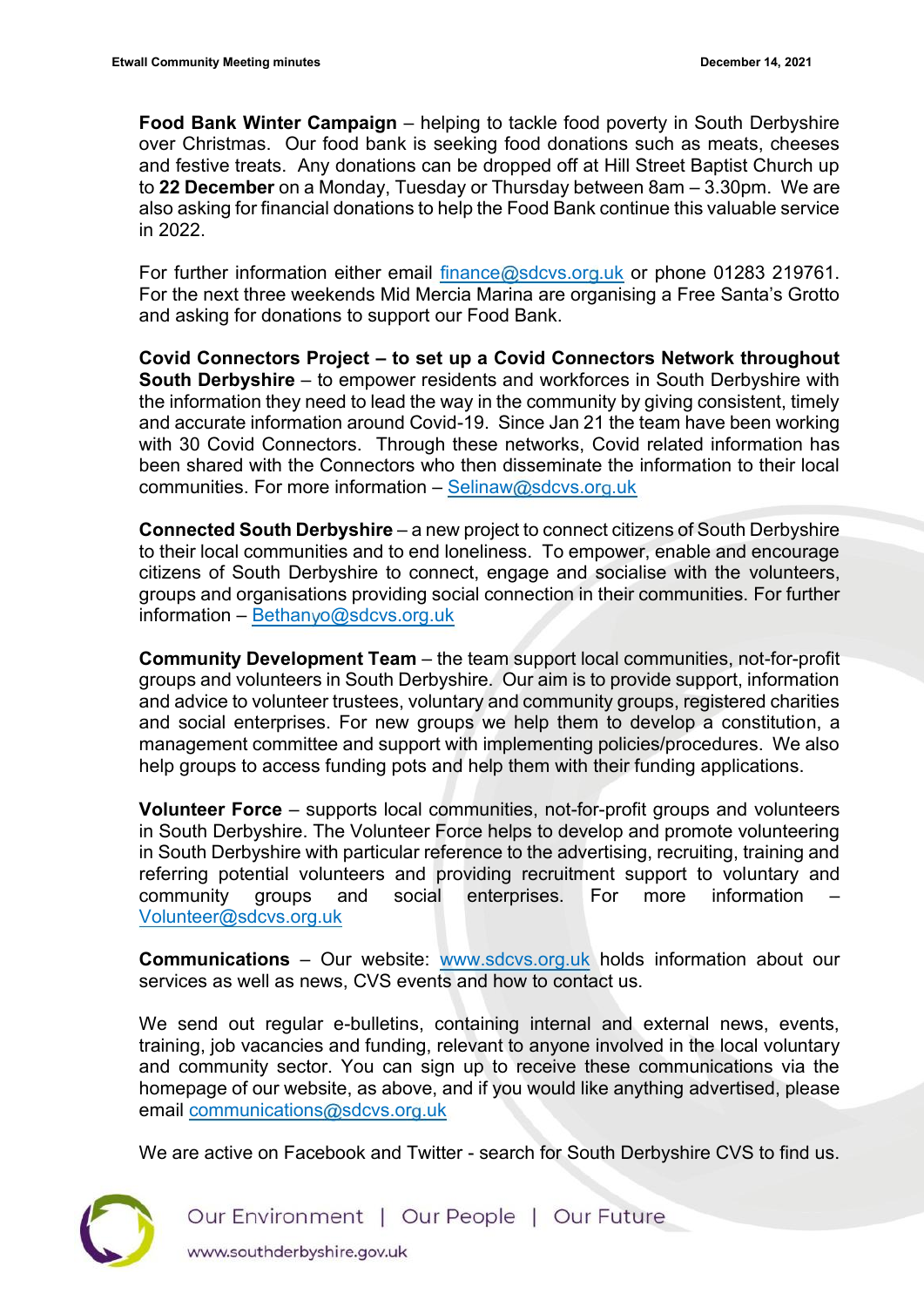**Food Bank Winter Campaign** – helping to tackle food poverty in South Derbyshire over Christmas. Our food bank is seeking food donations such as meats, cheeses and festive treats. Any donations can be dropped off at Hill Street Baptist Church up to **22 December** on a Monday, Tuesday or Thursday between 8am – 3.30pm. We are also asking for financial donations to help the Food Bank continue this valuable service in 2022.

For further information either email finance@sdcvs.org.uk or phone 01283 219761. For the next three weekends Mid Mercia Marina are organising a Free Santa's Grotto and asking for donations to support our Food Bank.

**Covid Connectors Project – to set up a Covid Connectors Network throughout South Derbyshire** – to empower residents and workforces in South Derbyshire with the information they need to lead the way in the community by giving consistent, timely and accurate information around Covid-19. Since Jan 21 the team have been working with 30 Covid Connectors. Through these networks, Covid related information has been shared with the Connectors who then disseminate the information to their local communities. For more information – Selinaw@sdcvs.org.uk

**Connected South Derbyshire** – a new project to connect citizens of South Derbyshire to their local communities and to end loneliness. To empower, enable and encourage citizens of South Derbyshire to connect, engage and socialise with the volunteers, groups and organisations providing social connection in their communities. For further information – Bethanyo@sdcvs.org.uk

**Community Development Team** – the team support local communities, not-for-profit groups and volunteers in South Derbyshire. Our aim is to provide support, information and advice to volunteer trustees, voluntary and community groups, registered charities and social enterprises. For new groups we help them to develop a constitution, a management committee and support with implementing policies/procedures. We also help groups to access funding pots and help them with their funding applications.

**Volunteer Force** – supports local communities, not-for-profit groups and volunteers in South Derbyshire. The Volunteer Force helps to develop and promote volunteering in South Derbyshire with particular reference to the advertising, recruiting, training and referring potential volunteers and providing recruitment support to voluntary and community groups and social enterprises. For more information – Volunteer@sdcvs.org.uk

**Communications** – Our website: www.sdcvs.org.uk holds information about our services as well as news, CVS events and how to contact us.

We send out regular e-bulletins, containing internal and external news, events, training, job vacancies and funding, relevant to anyone involved in the local voluntary and community sector. You can sign up to receive these communications via the homepage of our website, as above, and if you would like anything advertised, please email communications@sdcvs.org.uk

We are active on Facebook and Twitter - search for South Derbyshire CVS to find us.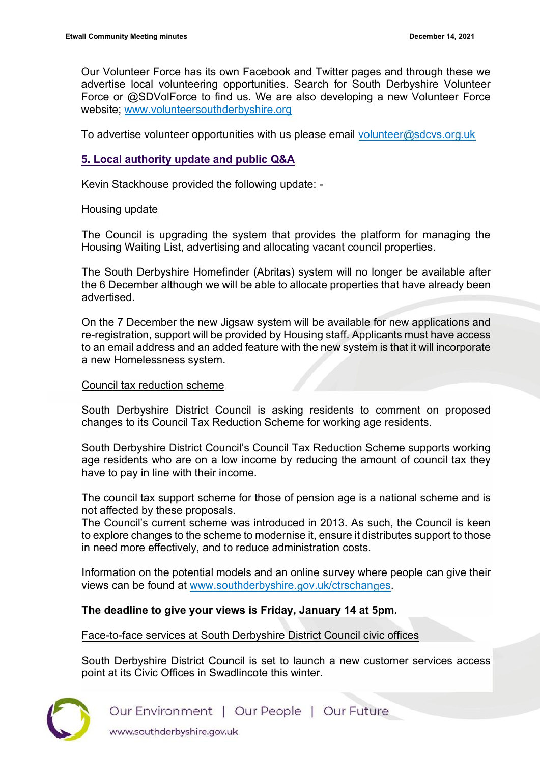Our Volunteer Force has its own Facebook and Twitter pages and through these we advertise local volunteering opportunities. Search for South Derbyshire Volunteer Force or @SDVolForce to find us. We are also developing a new Volunteer Force website; [www.volunteersouthderbyshire.org](www.volunteersouthderbyshire.org)

To advertise volunteer opportunities with us please email [volunteer@sdcvs.org.uk](mailto:volunteer@sdcvs.org.uk)

## 5. Local authority update and public Q&A

Kevin Stackhouse provided the following update: -

### Housing update

The Council is upgrading the system that provides the platform for managing the Housing Waiting List, advertising and allocating vacant council properties.

The South Derbyshire Homefinder (Abritas) system will no longer be available after the 6 December although we will be able to allocate properties that have already been advertised.

On the 7 December the new Jigsaw system will be available for new applications and re-registration, support will be provided by Housing staff. Applicants must have access to an email address and an added feature with the new system is that it will incorporate a new Homelessness system.

### Council tax reduction scheme

South Derbyshire District Council is asking residents to comment on proposed changes to its Council Tax Reduction Scheme for working age residents.

South Derbyshire District Council's Council Tax Reduction Scheme supports working age residents who are on a low income by reducing the amount of council tax they have to pay in line with their income.

The council tax support scheme for those of pension age is a national scheme and is not affected by these proposals.
The Council's current scheme was introduced in 2013. As such, the Council is keen to explore changes to the scheme to modernise it, ensure it distributes support to those in need more effectively, and to reduce administration costs.

Information on the potential models and an online survey where people can give their views can be found at [www.southderbyshire.gov.uk/ctrschanges](www.southderbyshire.gov.uk/ctrschanges).

**The deadline to give your views is Friday, January 14 at 5pm.**

### Face-to-face services at South Derbyshire District Council civic offices

South Derbyshire District Council is set to launch a new customer services access point at its Civic Offices in Swadlincote this winter.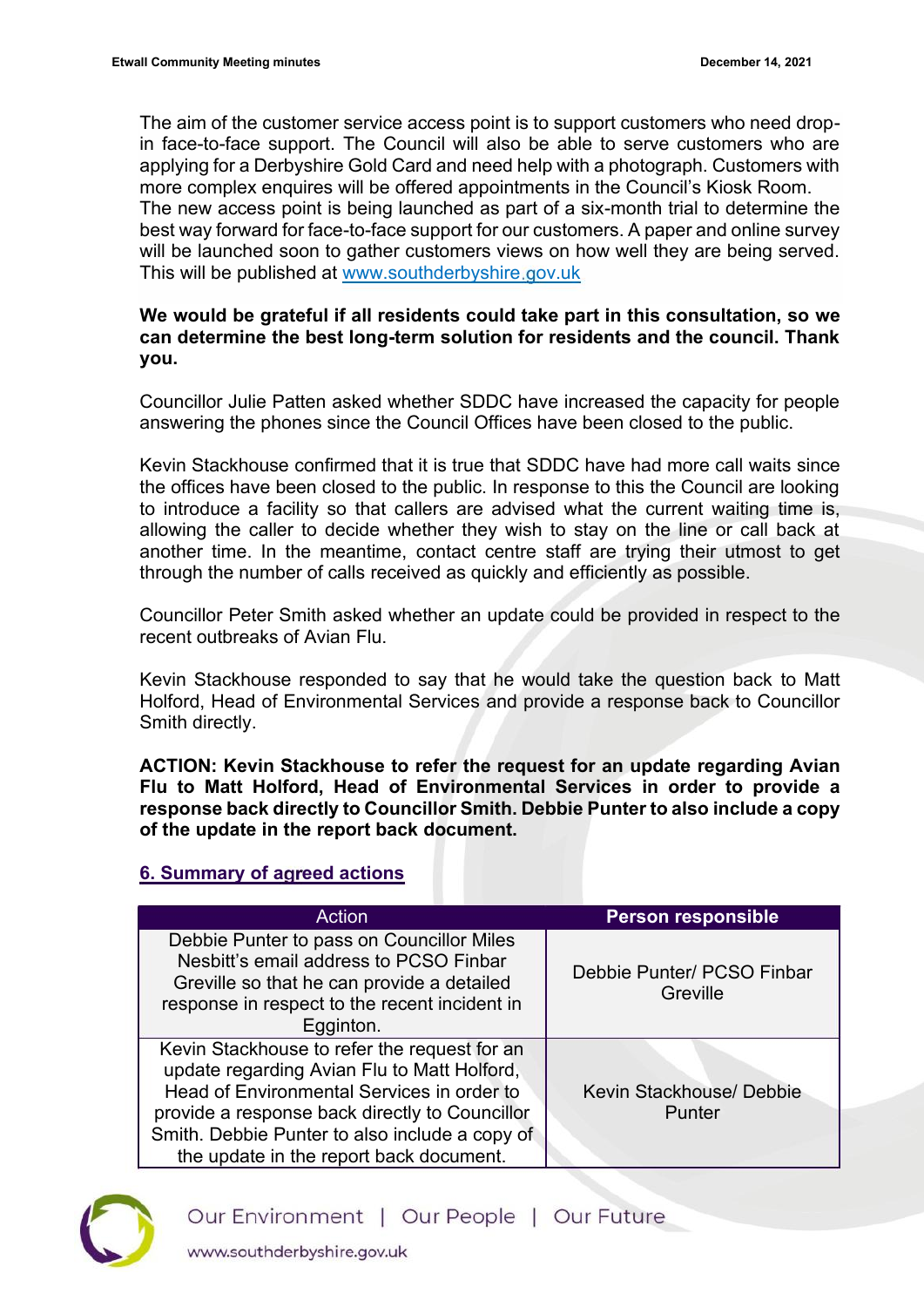The aim of the customer service access point is to support customers who need drop-in face-to-face support. The Council will also be able to serve customers who are applying for a Derbyshire Gold Card and need help with a photograph. Customers with more complex enquires will be offered appointments in the Council's Kiosk Room. The new access point is being launched as part of a six-month trial to determine the best way forward for face-to-face support for our customers. A paper and online survey will be launched soon to gather customers views on how well they are being served. This will be published at [www.southderbyshire.gov.uk](http://www.southderbyshire.gov.uk)

**We would be grateful if all residents could take part in this consultation, so we can determine the best long-term solution for residents and the council. Thank you.**

Councillor Julie Patten asked whether SDDC have increased the capacity for people answering the phones since the Council Offices have been closed to the public.

Kevin Stackhouse confirmed that it is true that SDDC have had more call waits since the offices have been closed to the public. In response to this the Council are looking to introduce a facility so that callers are advised what the current waiting time is, allowing the caller to decide whether they wish to stay on the line or call back at another time. In the meantime, contact centre staff are trying their utmost to get through the number of calls received as quickly and efficiently as possible.

Councillor Peter Smith asked whether an update could be provided in respect to the recent outbreaks of Avian Flu.

Kevin Stackhouse responded to say that he would take the question back to Matt Holford, Head of Environmental Services and provide a response back to Councillor Smith directly.

**ACTION: Kevin Stackhouse to refer the request for an update regarding Avian Flu to Matt Holford, Head of Environmental Services in order to provide a response back directly to Councillor Smith. Debbie Punter to also include a copy of the update in the report back document.**

## 6. Summary of agreed actions

| Action | Person responsible |
|---|---|
| Debbie Punter to pass on Councillor Miles Nesbitt's email address to PCSO Finbar Greville so that he can provide a detailed response in respect to the recent incident in Egginton. | Debbie Punter/ PCSO Finbar Greville |
| Kevin Stackhouse to refer the request for an update regarding Avian Flu to Matt Holford, Head of Environmental Services in order to provide a response back directly to Councillor Smith. Debbie Punter to also include a copy of the update in the report back document. | Kevin Stackhouse/ Debbie Punter |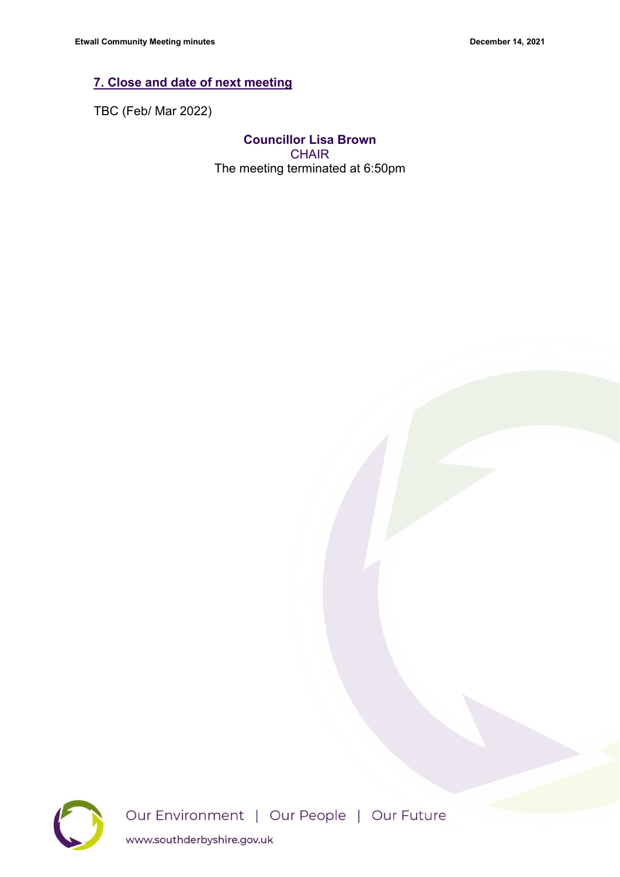## 7. Close and date of next meeting

TBC (Feb/ Mar 2022)

**Councillor Lisa Brown**
CHAIR
The meeting terminated at 6:50pm